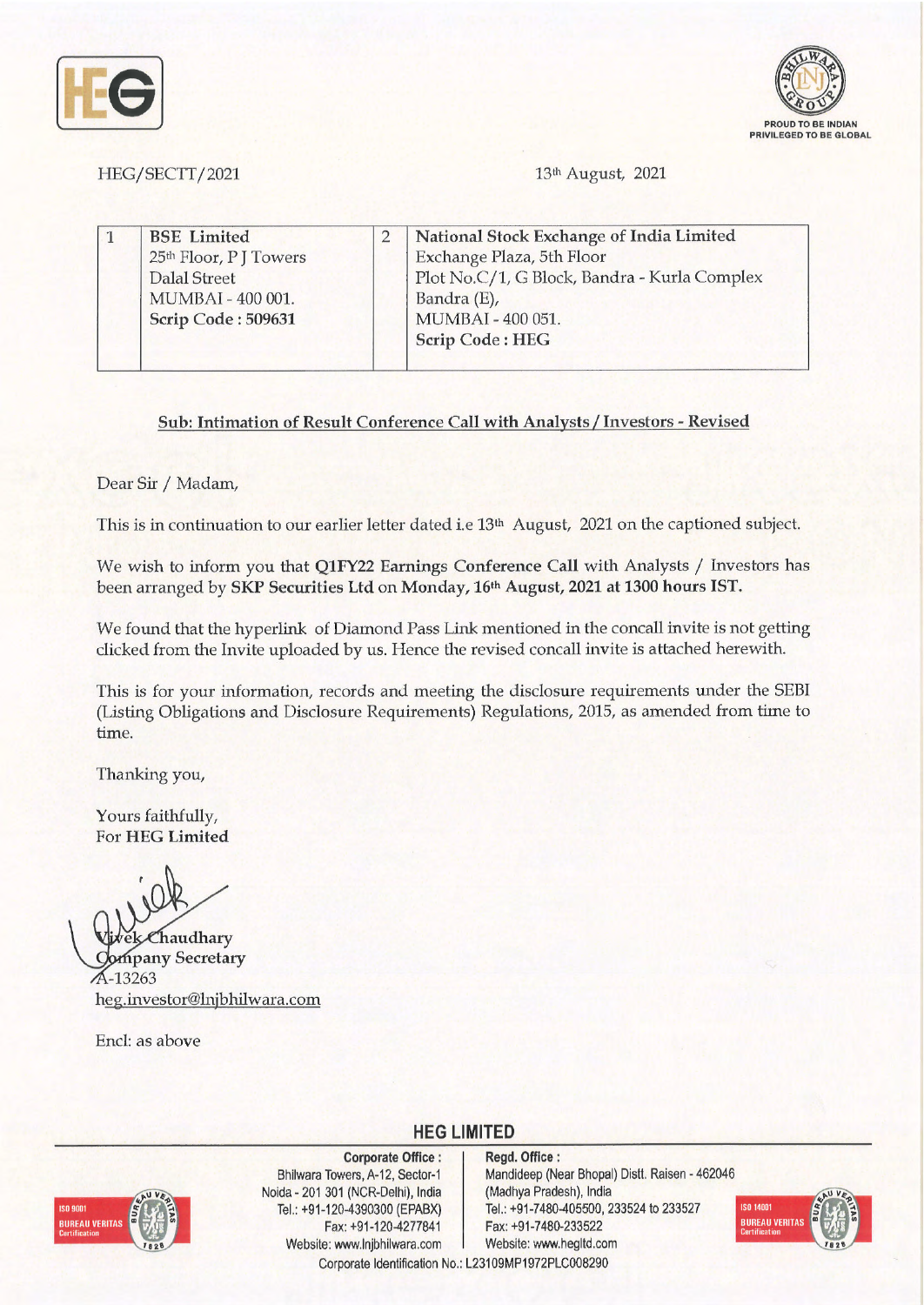HEG/SECTT/2021

13th August, 2021

| 1 | BSE Limited<br>25th Floor, P J Towers<br>Dalal Street<br>MUMBAI - 400 001.<br>**Scrip Code : 509631** | 2 | National Stock Exchange of India Limited<br>Exchange Plaza, 5th Floor<br>Plot No.C/1, G Block, Bandra - Kurla Complex<br>Bandra (E),<br>MUMBAI - 400 051.<br>**Scrip Code : HEG** |
|---|---|---|---|

**Sub: Intimation of Result Conference Call with Analysts / Investors - Revised**

Dear Sir / Madam,

This is in continuation to our earlier letter dated i.e 13th August, 2021 on the captioned subject.

We wish to inform you that **Q1FY22 Earnings Conference Call** with Analysts / Investors has been arranged by **SKP Securities Ltd** on **Monday, 16th August, 2021 at 1300 hours IST.**

We found that the hyperlink of Diamond Pass Link mentioned in the concall invite is not getting clicked from the Invite uploaded by us. Hence the revised concall invite is attached herewith.

This is for your information, records and meeting the disclosure requirements under the SEBI (Listing Obligations and Disclosure Requirements) Regulations, 2015, as amended from time to time.

Thanking you,

Yours faithfully,
For **HEG Limited**

Vivek Chaudhary
**Company Secretary**
A-13263
heg.investor@lnjbhilwara.com

Encl: as above

**HEG LIMITED**

**Corporate Office :**
Bhilwara Towers, A-12, Sector-1
Noida - 201 301 (NCR-Delhi), India
Tel.: +91-120-4390300 (EPABX)
Fax: +91-120-4277841
Website: www.lnjbhilwara.com

**Regd. Office :**
Mandideep (Near Bhopal) Distt. Raisen - 462046
(Madhya Pradesh), India
Tel.: +91-7480-405500, 233524 to 233527
Fax: +91-7480-233522
Website: www.hegltd.com

Corporate Identification No.: L23109MP1972PLC008290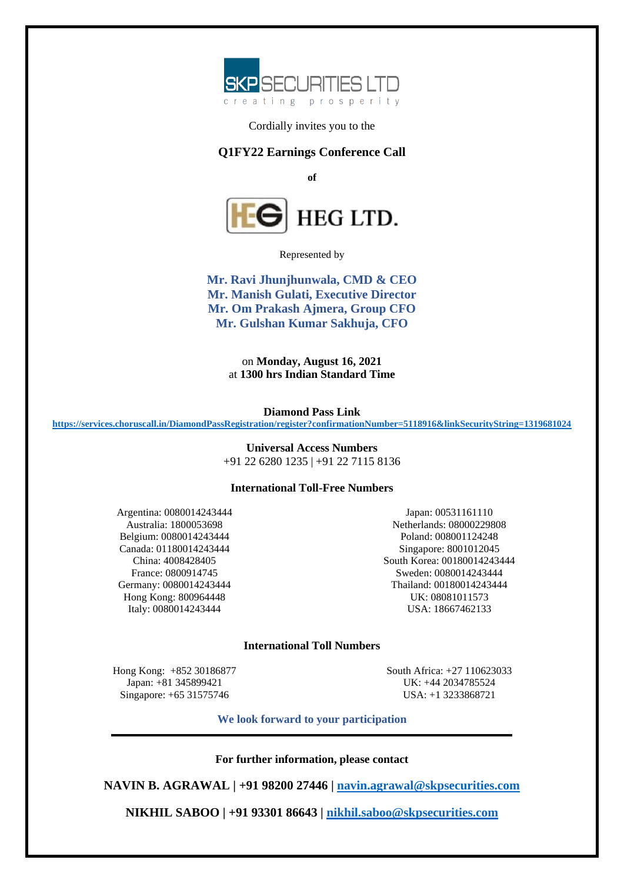SKP SECURITIES LTD

creating prosperity

Cordially invites you to the

## Q1FY22 Earnings Conference Call

**of**

# HEG LTD.

Represented by

**Mr. Ravi Jhunjhunwala, CMD & CEO**
**Mr. Manish Gulati, Executive Director**
**Mr. Om Prakash Ajmera, Group CFO**
**Mr. Gulshan Kumar Sakhuja, CFO**

on **Monday, August 16, 2021**
at **1300 hrs Indian Standard Time**

**Diamond Pass Link**

**https://services.choruscall.in/DiamondPassRegistration/register?confirmationNumber=5118916&linkSecurityString=1319681024**

**Universal Access Numbers**

+91 22 6280 1235 | +91 22 7115 8136

**International Toll-Free Numbers**

Argentina: 0080014243444
Australia: 1800053698
Belgium: 0080014243444
Canada: 01180014243444
China: 4008428405
France: 0800914745
Germany: 0080014243444
Hong Kong: 800964448
Italy: 0080014243444
Japan: 00531161110
Netherlands: 08000229808
Poland: 008001124248
Singapore: 8001012045
South Korea: 00180014243444
Sweden: 0080014243444
Thailand: 00180014243444
UK: 08081011573
USA: 18667462133

**International Toll Numbers**

Hong Kong: +852 30186877
Japan: +81 345899421
Singapore: +65 31575746
South Africa: +27 110623033
UK: +44 2034785524
USA: +1 3233868721

**We look forward to your participation**

---

**For further information, please contact**

**NAVIN B. AGRAWAL | +91 98200 27446 | navin.agrawal@skpsecurities.com**

**NIKHIL SABOO | +91 93301 86643 | nikhil.saboo@skpsecurities.com**